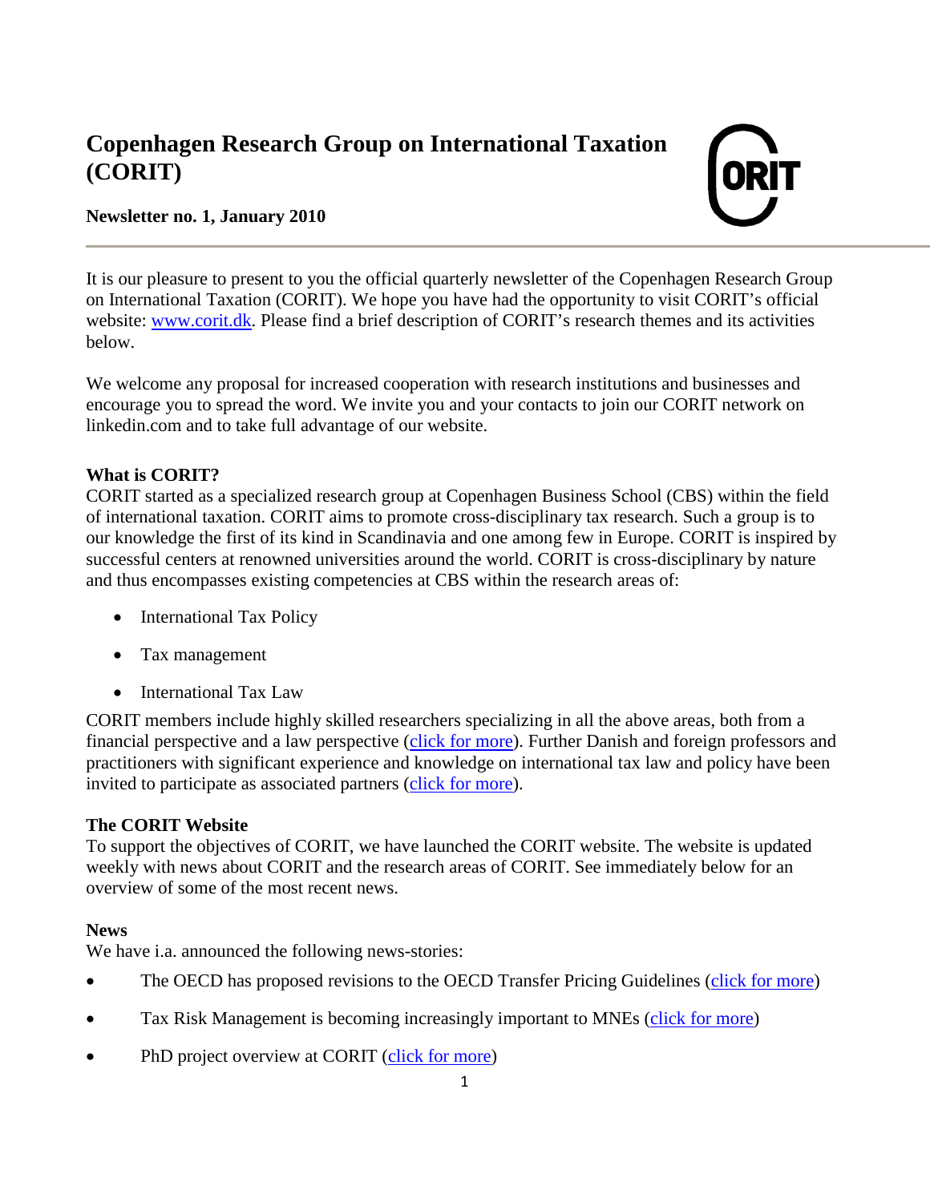# Copenhagen Research Group on International Taxation (CORIT)

**Newsletter no. 1, January 2010**

---

It is our pleasure to present to you the official quarterly newsletter of the Copenhagen Research Group on International Taxation (CORIT). We hope you have had the opportunity to visit CORIT's official website: www.corit.dk. Please find a brief description of CORIT's research themes and its activities below.

We welcome any proposal for increased cooperation with research institutions and businesses and encourage you to spread the word. We invite you and your contacts to join our CORIT network on linkedin.com and to take full advantage of our website.

### What is CORIT?

CORIT started as a specialized research group at Copenhagen Business School (CBS) within the field of international taxation. CORIT aims to promote cross-disciplinary tax research. Such a group is to our knowledge the first of its kind in Scandinavia and one among few in Europe. CORIT is inspired by successful centers at renowned universities around the world. CORIT is cross-disciplinary by nature and thus encompasses existing competencies at CBS within the research areas of:

- International Tax Policy
- Tax management
- International Tax Law

CORIT members include highly skilled researchers specializing in all the above areas, both from a financial perspective and a law perspective (click for more). Further Danish and foreign professors and practitioners with significant experience and knowledge on international tax law and policy have been invited to participate as associated partners (click for more).

### The CORIT Website

To support the objectives of CORIT, we have launched the CORIT website. The website is updated weekly with news about CORIT and the research areas of CORIT. See immediately below for an overview of some of the most recent news.

### News

We have i.a. announced the following news-stories:

- The OECD has proposed revisions to the OECD Transfer Pricing Guidelines (click for more)
- Tax Risk Management is becoming increasingly important to MNEs (click for more)
- PhD project overview at CORIT (click for more)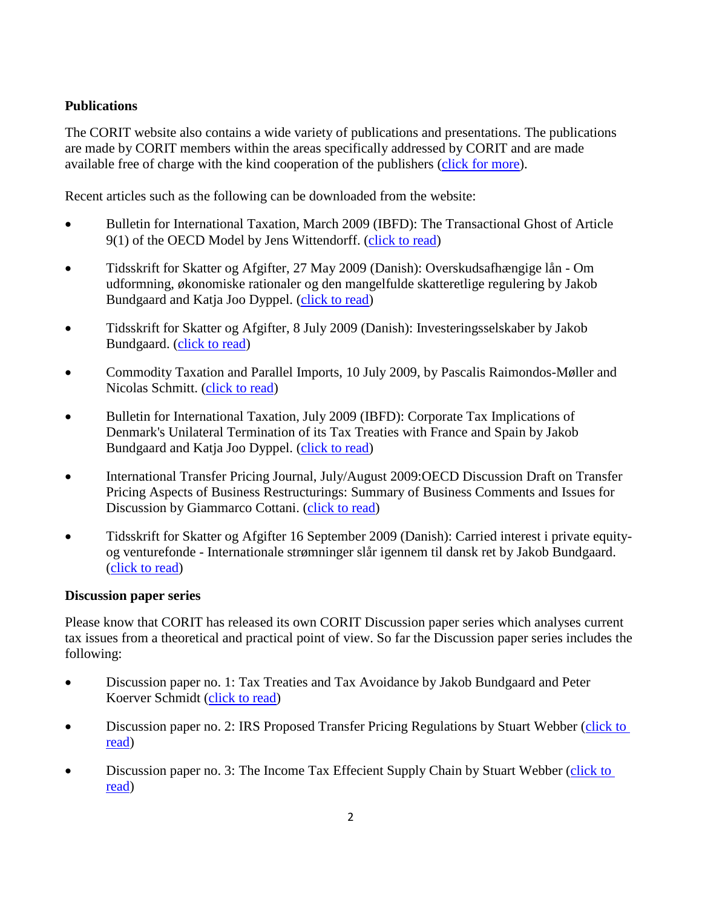**Publications**

The CORIT website also contains a wide variety of publications and presentations. The publications are made by CORIT members within the areas specifically addressed by CORIT and are made available free of charge with the kind cooperation of the publishers (click for more).

Recent articles such as the following can be downloaded from the website:

- Bulletin for International Taxation, March 2009 (IBFD): The Transactional Ghost of Article 9(1) of the OECD Model by Jens Wittendorff. (click to read)
- Tidsskrift for Skatter og Afgifter, 27 May 2009 (Danish): Overskudsafhængige lån - Om udformning, økonomiske rationaler og den mangelfulde skatteretlige regulering by Jakob Bundgaard and Katja Joo Dyppel. (click to read)
- Tidsskrift for Skatter og Afgifter, 8 July 2009 (Danish): Investeringsselskaber by Jakob Bundgaard. (click to read)
- Commodity Taxation and Parallel Imports, 10 July 2009, by Pascalis Raimondos-Møller and Nicolas Schmitt. (click to read)
- Bulletin for International Taxation, July 2009 (IBFD): Corporate Tax Implications of Denmark's Unilateral Termination of its Tax Treaties with France and Spain by Jakob Bundgaard and Katja Joo Dyppel. (click to read)
- International Transfer Pricing Journal, July/August 2009:OECD Discussion Draft on Transfer Pricing Aspects of Business Restructurings: Summary of Business Comments and Issues for Discussion by Giammarco Cottani. (click to read)
- Tidsskrift for Skatter og Afgifter 16 September 2009 (Danish): Carried interest i private equity- og venturefonde - Internationale strømninger slår igennem til dansk ret by Jakob Bundgaard. (click to read)

**Discussion paper series**

Please know that CORIT has released its own CORIT Discussion paper series which analyses current tax issues from a theoretical and practical point of view. So far the Discussion paper series includes the following:

- Discussion paper no. 1: Tax Treaties and Tax Avoidance by Jakob Bundgaard and Peter Koerver Schmidt (click to read)
- Discussion paper no. 2: IRS Proposed Transfer Pricing Regulations by Stuart Webber (click to read)
- Discussion paper no. 3: The Income Tax Effecient Supply Chain by Stuart Webber (click to read)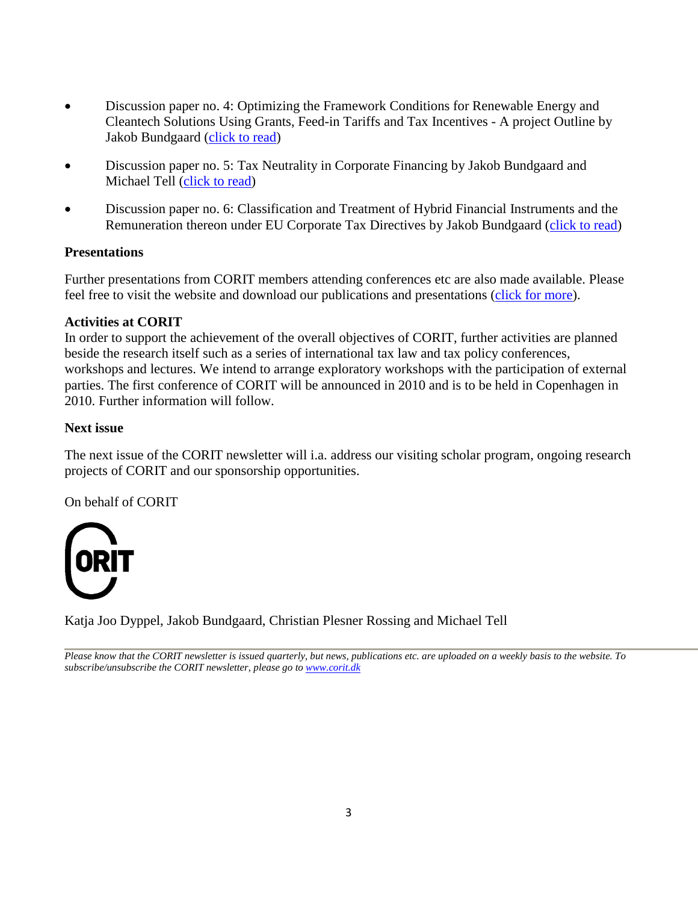- Discussion paper no. 4: Optimizing the Framework Conditions for Renewable Energy and Cleantech Solutions Using Grants, Feed-in Tariffs and Tax Incentives - A project Outline by Jakob Bundgaard (click to read)
- Discussion paper no. 5: Tax Neutrality in Corporate Financing by Jakob Bundgaard and Michael Tell (click to read)
- Discussion paper no. 6: Classification and Treatment of Hybrid Financial Instruments and the Remuneration thereon under EU Corporate Tax Directives by Jakob Bundgaard (click to read)

**Presentations**

Further presentations from CORIT members attending conferences etc are also made available. Please feel free to visit the website and download our publications and presentations (click for more).

**Activities at CORIT**

In order to support the achievement of the overall objectives of CORIT, further activities are planned beside the research itself such as a series of international tax law and tax policy conferences, workshops and lectures. We intend to arrange exploratory workshops with the participation of external parties. The first conference of CORIT will be announced in 2010 and is to be held in Copenhagen in 2010. Further information will follow.

**Next issue**

The next issue of the CORIT newsletter will i.a. address our visiting scholar program, ongoing research projects of CORIT and our sponsorship opportunities.

On behalf of CORIT

CORIT

Katja Joo Dyppel, Jakob Bundgaard, Christian Plesner Rossing and Michael Tell

---

*Please know that the CORIT newsletter is issued quarterly, but news, publications etc. are uploaded on a weekly basis to the website. To subscribe/unsubscribe the CORIT newsletter, please go to www.corit.dk*